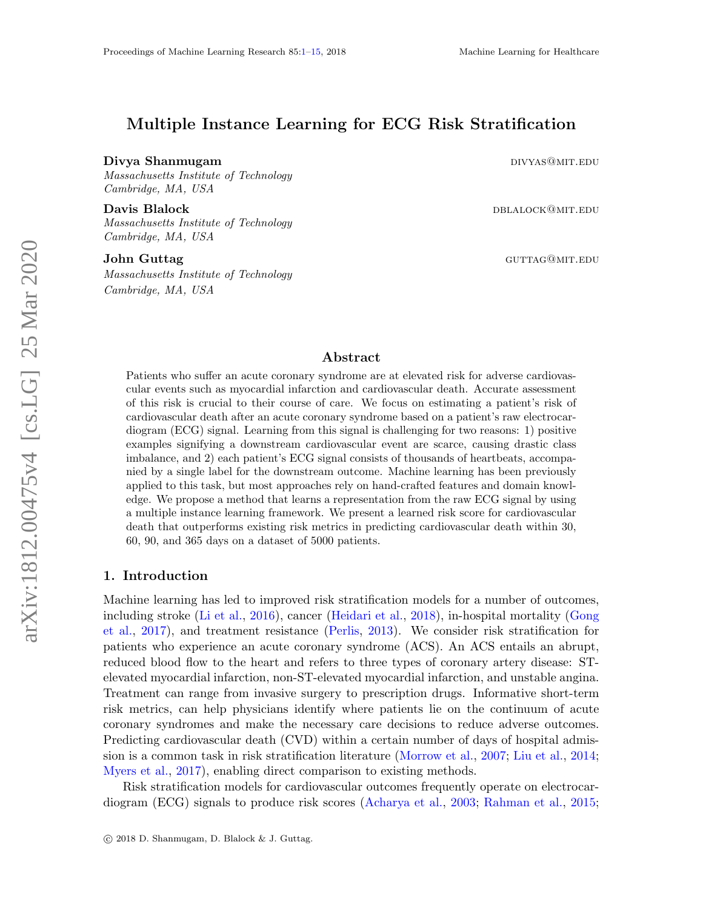# Multiple Instance Learning for ECG Risk Stratification

**Divya Shanmugam** DIVYAS@MIT.EDU
*Massachusetts Institute of Technology*
*Cambridge, MA, USA*

**Davis Blalock** DBLALOCK@MIT.EDU
*Massachusetts Institute of Technology*
*Cambridge, MA, USA*

**John Guttag** GUTTAG@MIT.EDU
*Massachusetts Institute of Technology*
*Cambridge, MA, USA*

## Abstract

Patients who suffer an acute coronary syndrome are at elevated risk for adverse cardiovascular events such as myocardial infarction and cardiovascular death. Accurate assessment of this risk is crucial to their course of care. We focus on estimating a patient's risk of cardiovascular death after an acute coronary syndrome based on a patient's raw electrocardiogram (ECG) signal. Learning from this signal is challenging for two reasons: 1) positive examples signifying a downstream cardiovascular event are scarce, causing drastic class imbalance, and 2) each patient's ECG signal consists of thousands of heartbeats, accompanied by a single label for the downstream outcome. Machine learning has been previously applied to this task, but most approaches rely on hand-crafted features and domain knowledge. We propose a method that learns a representation from the raw ECG signal by using a multiple instance learning framework. We present a learned risk score for cardiovascular death that outperforms existing risk metrics in predicting cardiovascular death within 30, 60, 90, and 365 days on a dataset of 5000 patients.

## 1. Introduction

Machine learning has led to improved risk stratification models for a number of outcomes, including stroke (Li et al., 2016), cancer (Heidari et al., 2018), in-hospital mortality (Gong et al., 2017), and treatment resistance (Perlis, 2013). We consider risk stratification for patients who experience an acute coronary syndrome (ACS). An ACS entails an abrupt, reduced blood flow to the heart and refers to three types of coronary artery disease: ST-elevated myocardial infarction, non-ST-elevated myocardial infarction, and unstable angina. Treatment can range from invasive surgery to prescription drugs. Informative short-term risk metrics, can help physicians identify where patients lie on the continuum of acute coronary syndromes and make the necessary care decisions to reduce adverse outcomes. Predicting cardiovascular death (CVD) within a certain number of days of hospital admission is a common task in risk stratification literature (Morrow et al., 2007; Liu et al., 2014; Myers et al., 2017), enabling direct comparison to existing methods.

Risk stratification models for cardiovascular outcomes frequently operate on electrocardiogram (ECG) signals to produce risk scores (Acharya et al., 2003; Rahman et al., 2015;

© 2018 D. Shanmugam, D. Blalock & J. Guttag.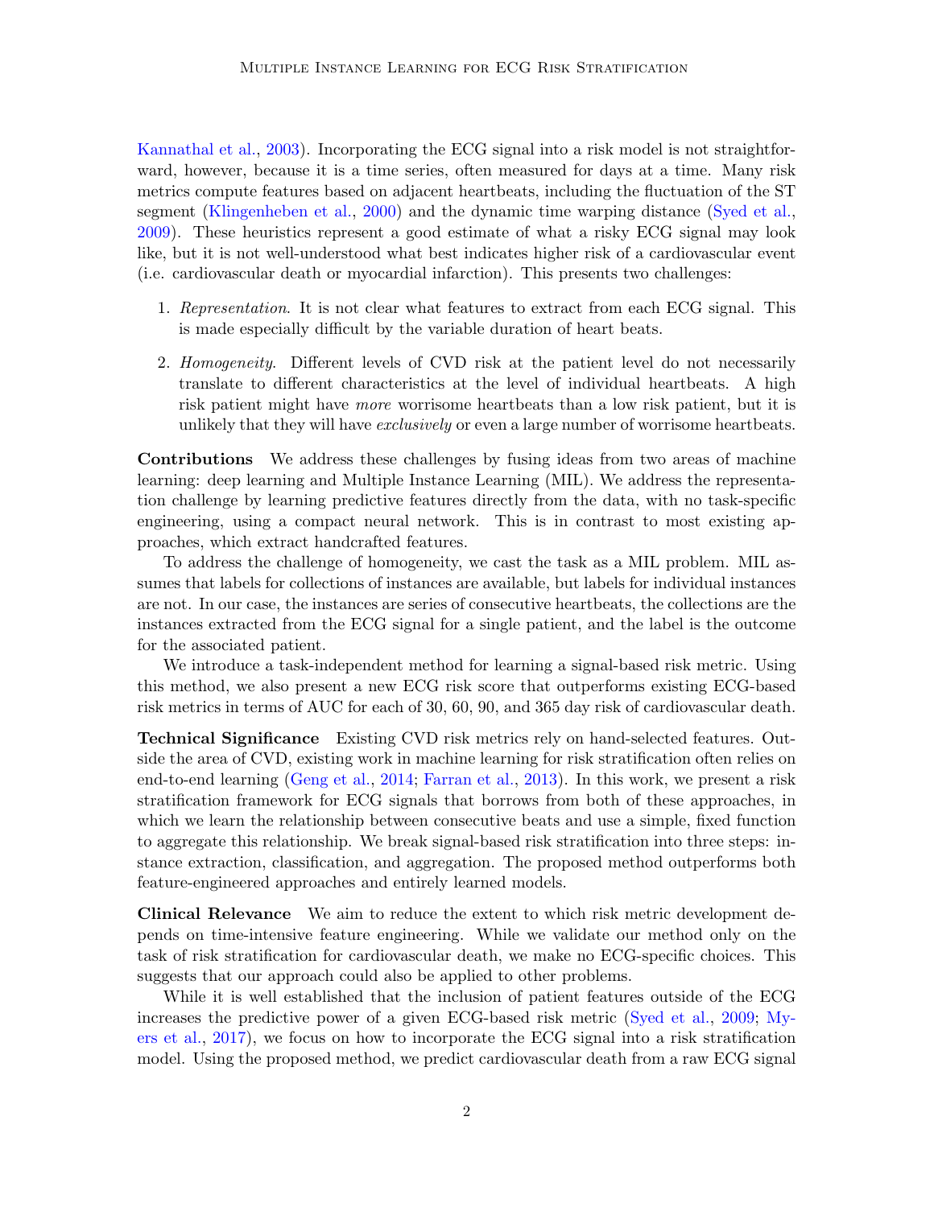Kannathal et al., 2003). Incorporating the ECG signal into a risk model is not straightforward, however, because it is a time series, often measured for days at a time. Many risk metrics compute features based on adjacent heartbeats, including the fluctuation of the ST segment (Klingenheben et al., 2000) and the dynamic time warping distance (Syed et al., 2009). These heuristics represent a good estimate of what a risky ECG signal may look like, but it is not well-understood what best indicates higher risk of a cardiovascular event (i.e. cardiovascular death or myocardial infarction). This presents two challenges:

1. *Representation*. It is not clear what features to extract from each ECG signal. This is made especially difficult by the variable duration of heart beats.
2. *Homogeneity*. Different levels of CVD risk at the patient level do not necessarily translate to different characteristics at the level of individual heartbeats. A high risk patient might have *more* worrisome heartbeats than a low risk patient, but it is unlikely that they will have *exclusively* or even a large number of worrisome heartbeats.

**Contributions** We address these challenges by fusing ideas from two areas of machine learning: deep learning and Multiple Instance Learning (MIL). We address the representation challenge by learning predictive features directly from the data, with no task-specific engineering, using a compact neural network. This is in contrast to most existing approaches, which extract handcrafted features.

To address the challenge of homogeneity, we cast the task as a MIL problem. MIL assumes that labels for collections of instances are available, but labels for individual instances are not. In our case, the instances are series of consecutive heartbeats, the collections are the instances extracted from the ECG signal for a single patient, and the label is the outcome for the associated patient.

We introduce a task-independent method for learning a signal-based risk metric. Using this method, we also present a new ECG risk score that outperforms existing ECG-based risk metrics in terms of AUC for each of 30, 60, 90, and 365 day risk of cardiovascular death.

**Technical Significance** Existing CVD risk metrics rely on hand-selected features. Outside the area of CVD, existing work in machine learning for risk stratification often relies on end-to-end learning (Geng et al., 2014; Farran et al., 2013). In this work, we present a risk stratification framework for ECG signals that borrows from both of these approaches, in which we learn the relationship between consecutive beats and use a simple, fixed function to aggregate this relationship. We break signal-based risk stratification into three steps: instance extraction, classification, and aggregation. The proposed method outperforms both feature-engineered approaches and entirely learned models.

**Clinical Relevance** We aim to reduce the extent to which risk metric development depends on time-intensive feature engineering. While we validate our method only on the task of risk stratification for cardiovascular death, we make no ECG-specific choices. This suggests that our approach could also be applied to other problems.

While it is well established that the inclusion of patient features outside of the ECG increases the predictive power of a given ECG-based risk metric (Syed et al., 2009; Myers et al., 2017), we focus on how to incorporate the ECG signal into a risk stratification model. Using the proposed method, we predict cardiovascular death from a raw ECG signal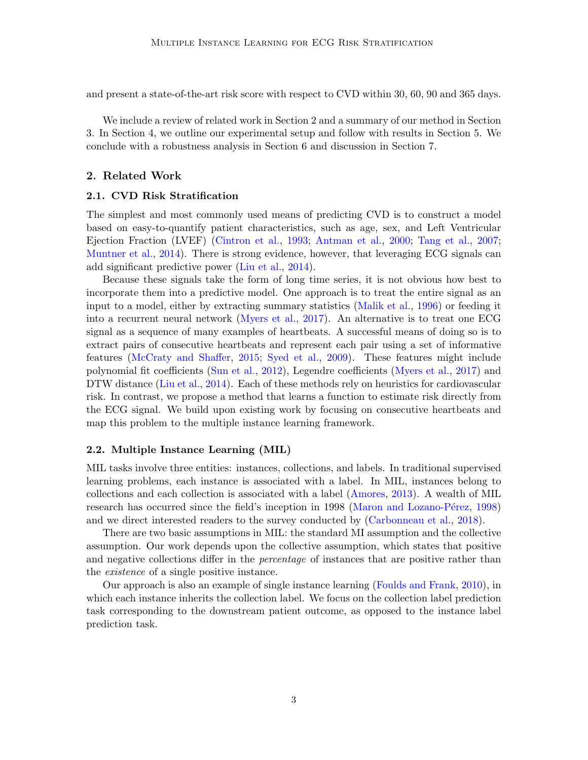and present a state-of-the-art risk score with respect to CVD within 30, 60, 90 and 365 days.

We include a review of related work in Section 2 and a summary of our method in Section 3. In Section 4, we outline our experimental setup and follow with results in Section 5. We conclude with a robustness analysis in Section 6 and discussion in Section 7.

## 2. Related Work

### 2.1. CVD Risk Stratification

The simplest and most commonly used means of predicting CVD is to construct a model based on easy-to-quantify patient characteristics, such as age, sex, and Left Ventricular Ejection Fraction (LVEF) (Cintron et al., 1993; Antman et al., 2000; Tang et al., 2007; Muntner et al., 2014). There is strong evidence, however, that leveraging ECG signals can add significant predictive power (Liu et al., 2014).

Because these signals take the form of long time series, it is not obvious how best to incorporate them into a predictive model. One approach is to treat the entire signal as an input to a model, either by extracting summary statistics (Malik et al., 1996) or feeding it into a recurrent neural network (Myers et al., 2017). An alternative is to treat one ECG signal as a sequence of many examples of heartbeats. A successful means of doing so is to extract pairs of consecutive heartbeats and represent each pair using a set of informative features (McCraty and Shaffer, 2015; Syed et al., 2009). These features might include polynomial fit coefficients (Sun et al., 2012), Legendre coefficients (Myers et al., 2017) and DTW distance (Liu et al., 2014). Each of these methods rely on heuristics for cardiovascular risk. In contrast, we propose a method that learns a function to estimate risk directly from the ECG signal. We build upon existing work by focusing on consecutive heartbeats and map this problem to the multiple instance learning framework.

### 2.2. Multiple Instance Learning (MIL)

MIL tasks involve three entities: instances, collections, and labels. In traditional supervised learning problems, each instance is associated with a label. In MIL, instances belong to collections and each collection is associated with a label (Amores, 2013). A wealth of MIL research has occurred since the field's inception in 1998 (Maron and Lozano-Pérez, 1998) and we direct interested readers to the survey conducted by (Carbonneau et al., 2018).

There are two basic assumptions in MIL: the standard MI assumption and the collective assumption. Our work depends upon the collective assumption, which states that positive and negative collections differ in the *percentage* of instances that are positive rather than the *existence* of a single positive instance.

Our approach is also an example of single instance learning (Foulds and Frank, 2010), in which each instance inherits the collection label. We focus on the collection label prediction task corresponding to the downstream patient outcome, as opposed to the instance label prediction task.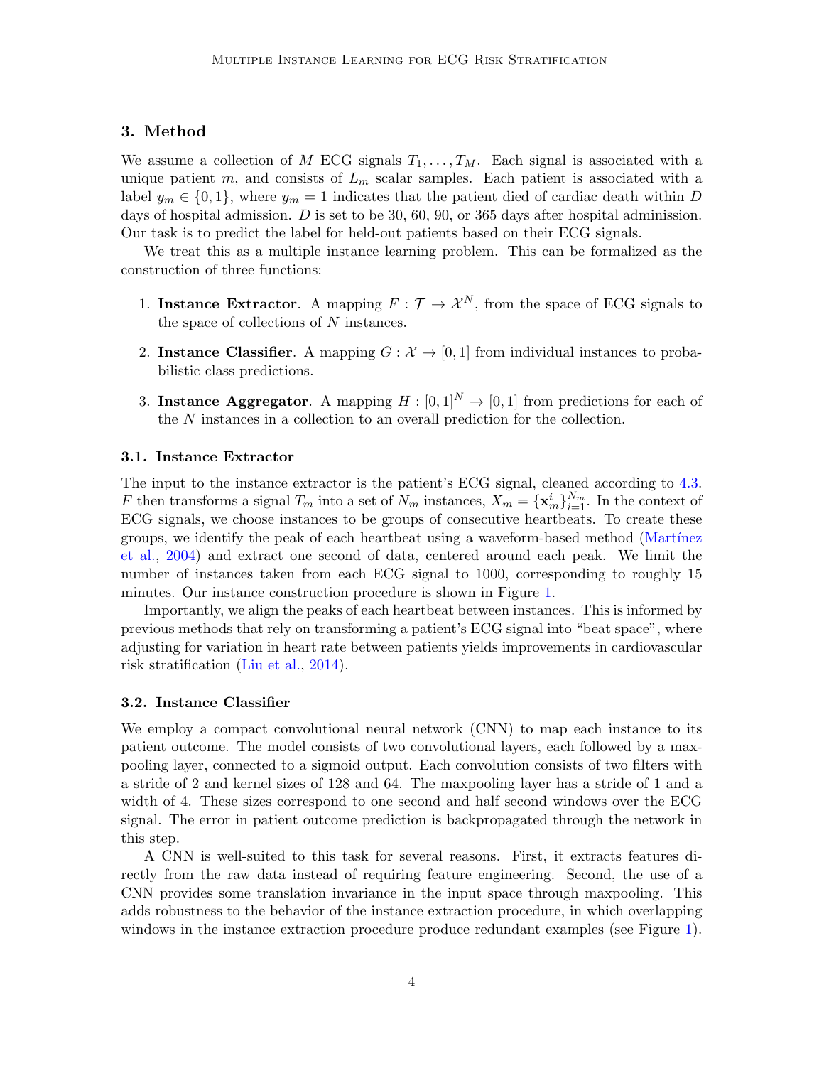## 3. Method

We assume a collection of $M$ ECG signals $T_1, \ldots, T_M$. Each signal is associated with a unique patient $m$, and consists of $L_m$ scalar samples. Each patient is associated with a label $y_m \in \{0, 1\}$, where $y_m = 1$ indicates that the patient died of cardiac death within $D$ days of hospital admission. $D$ is set to be 30, 60, 90, or 365 days after hospital admission. Our task is to predict the label for held-out patients based on their ECG signals.

We treat this as a multiple instance learning problem. This can be formalized as the construction of three functions:

1. **Instance Extractor**. A mapping $F : \mathcal{T} \rightarrow \mathcal{X}^N$, from the space of ECG signals to the space of collections of $N$ instances.
2. **Instance Classifier**. A mapping $G : \mathcal{X} \rightarrow [0, 1]$ from individual instances to probabilistic class predictions.
3. **Instance Aggregator**. A mapping $H : [0, 1]^N \rightarrow [0, 1]$ from predictions for each of the $N$ instances in a collection to an overall prediction for the collection.

### 3.1. Instance Extractor

The input to the instance extractor is the patient's ECG signal, cleaned according to 4.3. $F$ then transforms a signal $T_m$ into a set of $N_m$ instances, $X_m = \{\mathbf{x}_m^i\}_{i=1}^{N_m}$. In the context of ECG signals, we choose instances to be groups of consecutive heartbeats. To create these groups, we identify the peak of each heartbeat using a waveform-based method (Martínez et al., 2004) and extract one second of data, centered around each peak. We limit the number of instances taken from each ECG signal to 1000, corresponding to roughly 15 minutes. Our instance construction procedure is shown in Figure 1.

Importantly, we align the peaks of each heartbeat between instances. This is informed by previous methods that rely on transforming a patient's ECG signal into "beat space", where adjusting for variation in heart rate between patients yields improvements in cardiovascular risk stratification (Liu et al., 2014).

### 3.2. Instance Classifier

We employ a compact convolutional neural network (CNN) to map each instance to its patient outcome. The model consists of two convolutional layers, each followed by a maxpooling layer, connected to a sigmoid output. Each convolution consists of two filters with a stride of 2 and kernel sizes of 128 and 64. The maxpooling layer has a stride of 1 and a width of 4. These sizes correspond to one second and half second windows over the ECG signal. The error in patient outcome prediction is backpropagated through the network in this step.

A CNN is well-suited to this task for several reasons. First, it extracts features directly from the raw data instead of requiring feature engineering. Second, the use of a CNN provides some translation invariance in the input space through maxpooling. This adds robustness to the behavior of the instance extraction procedure, in which overlapping windows in the instance extraction procedure produce redundant examples (see Figure 1).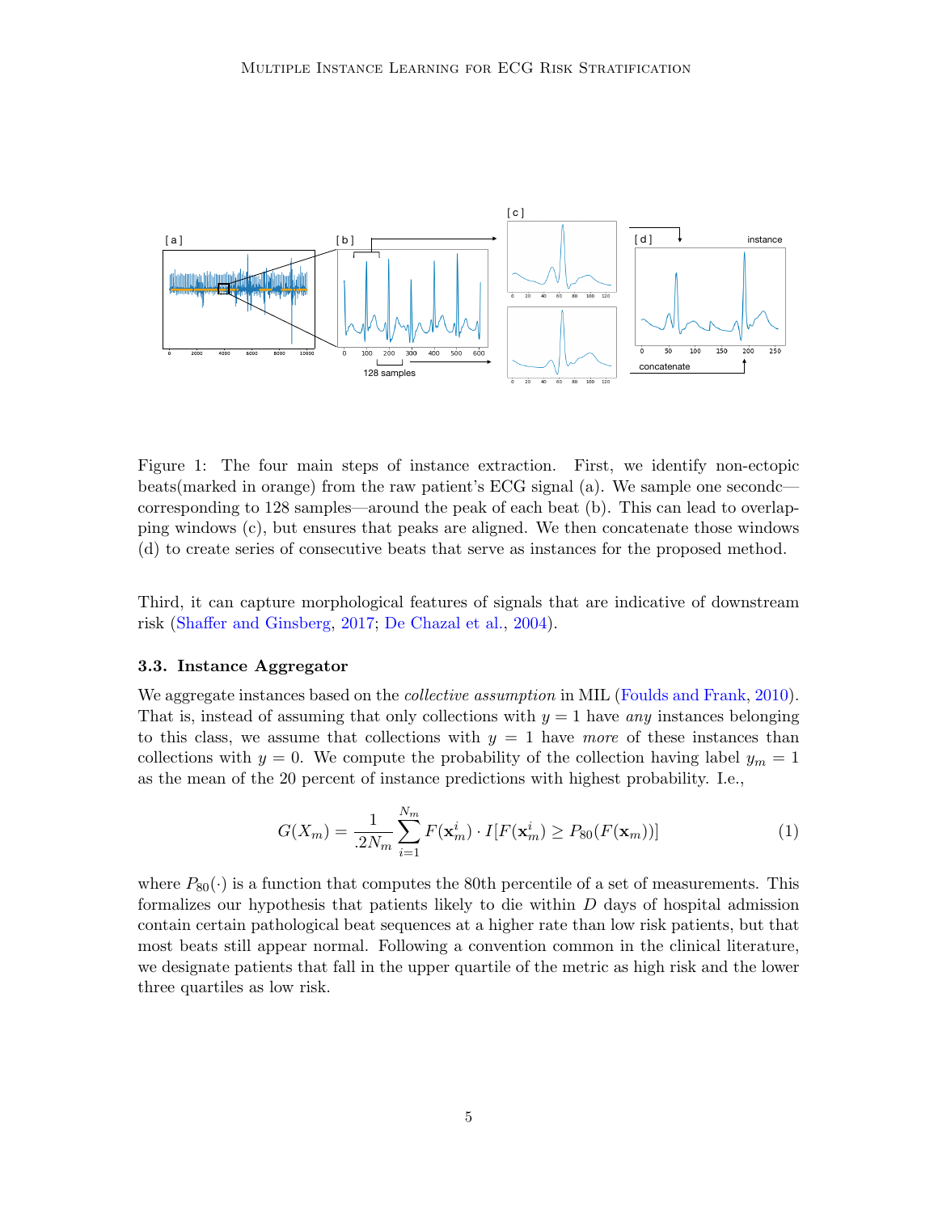Figure 1: The four main steps of instance extraction. First, we identify non-ectopic beats(marked in orange) from the raw patient's ECG signal (a). We sample one secondc—corresponding to 128 samples—around the peak of each beat (b). This can lead to overlapping windows (c), but ensures that peaks are aligned. We then concatenate those windows (d) to create series of consecutive beats that serve as instances for the proposed method.

Third, it can capture morphological features of signals that are indicative of downstream risk (Shaffer and Ginsberg, 2017; De Chazal et al., 2004).

### 3.3. Instance Aggregator

We aggregate instances based on the *collective assumption* in MIL (Foulds and Frank, 2010). That is, instead of assuming that only collections with $y = 1$ have *any* instances belonging to this class, we assume that collections with $y = 1$ have *more* of these instances than collections with $y = 0$. We compute the probability of the collection having label $y_m = 1$ as the mean of the 20 percent of instance predictions with highest probability. I.e.,

$$G(X_m) = \frac{1}{.2N_m} \sum_{i=1}^{N_m} F(\mathbf{x}_m^i) \cdot I[F(\mathbf{x}_m^i) \geq P_{80}(F(\mathbf{x}_m))] \tag{1}$$

where $P_{80}(\cdot)$ is a function that computes the 80th percentile of a set of measurements. This formalizes our hypothesis that patients likely to die within $D$ days of hospital admission contain certain pathological beat sequences at a higher rate than low risk patients, but that most beats still appear normal. Following a convention common in the clinical literature, we designate patients that fall in the upper quartile of the metric as high risk and the lower three quartiles as low risk.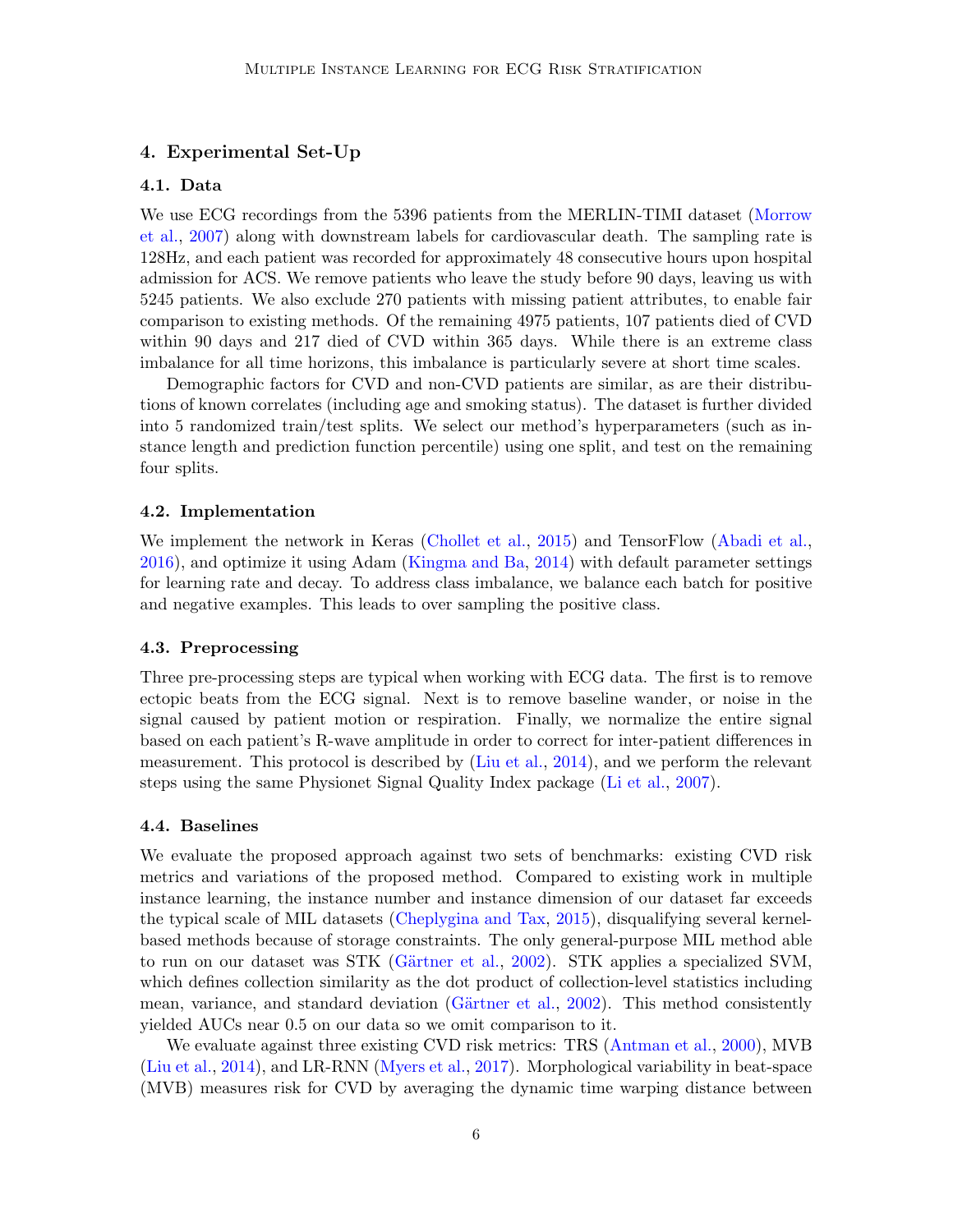## 4. Experimental Set-Up

### 4.1. Data

We use ECG recordings from the 5396 patients from the MERLIN-TIMI dataset (Morrow et al., 2007) along with downstream labels for cardiovascular death. The sampling rate is 128Hz, and each patient was recorded for approximately 48 consecutive hours upon hospital admission for ACS. We remove patients who leave the study before 90 days, leaving us with 5245 patients. We also exclude 270 patients with missing patient attributes, to enable fair comparison to existing methods. Of the remaining 4975 patients, 107 patients died of CVD within 90 days and 217 died of CVD within 365 days. While there is an extreme class imbalance for all time horizons, this imbalance is particularly severe at short time scales.

Demographic factors for CVD and non-CVD patients are similar, as are their distributions of known correlates (including age and smoking status). The dataset is further divided into 5 randomized train/test splits. We select our method's hyperparameters (such as instance length and prediction function percentile) using one split, and test on the remaining four splits.

### 4.2. Implementation

We implement the network in Keras (Chollet et al., 2015) and TensorFlow (Abadi et al., 2016), and optimize it using Adam (Kingma and Ba, 2014) with default parameter settings for learning rate and decay. To address class imbalance, we balance each batch for positive and negative examples. This leads to over sampling the positive class.

### 4.3. Preprocessing

Three pre-processing steps are typical when working with ECG data. The first is to remove ectopic beats from the ECG signal. Next is to remove baseline wander, or noise in the signal caused by patient motion or respiration. Finally, we normalize the entire signal based on each patient's R-wave amplitude in order to correct for inter-patient differences in measurement. This protocol is described by (Liu et al., 2014), and we perform the relevant steps using the same Physionet Signal Quality Index package (Li et al., 2007).

### 4.4. Baselines

We evaluate the proposed approach against two sets of benchmarks: existing CVD risk metrics and variations of the proposed method. Compared to existing work in multiple instance learning, the instance number and instance dimension of our dataset far exceeds the typical scale of MIL datasets (Cheplygina and Tax, 2015), disqualifying several kernel-based methods because of storage constraints. The only general-purpose MIL method able to run on our dataset was STK (Gärtner et al., 2002). STK applies a specialized SVM, which defines collection similarity as the dot product of collection-level statistics including mean, variance, and standard deviation (Gärtner et al., 2002). This method consistently yielded AUCs near 0.5 on our data so we omit comparison to it.

We evaluate against three existing CVD risk metrics: TRS (Antman et al., 2000), MVB (Liu et al., 2014), and LR-RNN (Myers et al., 2017). Morphological variability in beat-space (MVB) measures risk for CVD by averaging the dynamic time warping distance between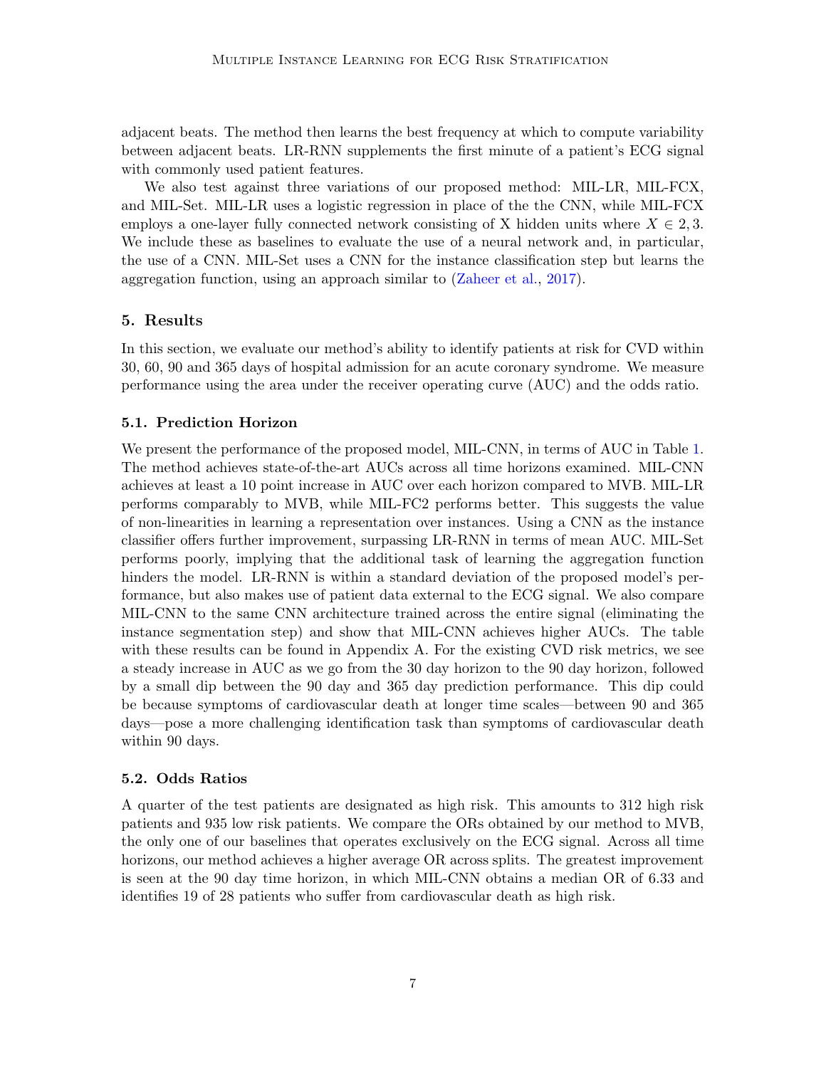adjacent beats. The method then learns the best frequency at which to compute variability between adjacent beats. LR-RNN supplements the first minute of a patient's ECG signal with commonly used patient features.

We also test against three variations of our proposed method: MIL-LR, MIL-FCX, and MIL-Set. MIL-LR uses a logistic regression in place of the the CNN, while MIL-FCX employs a one-layer fully connected network consisting of X hidden units where $X \in 2, 3$. We include these as baselines to evaluate the use of a neural network and, in particular, the use of a CNN. MIL-Set uses a CNN for the instance classification step but learns the aggregation function, using an approach similar to (Zaheer et al., 2017).

## 5. Results

In this section, we evaluate our method's ability to identify patients at risk for CVD within 30, 60, 90 and 365 days of hospital admission for an acute coronary syndrome. We measure performance using the area under the receiver operating curve (AUC) and the odds ratio.

### 5.1. Prediction Horizon

We present the performance of the proposed model, MIL-CNN, in terms of AUC in Table 1. The method achieves state-of-the-art AUCs across all time horizons examined. MIL-CNN achieves at least a 10 point increase in AUC over each horizon compared to MVB. MIL-LR performs comparably to MVB, while MIL-FC2 performs better. This suggests the value of non-linearities in learning a representation over instances. Using a CNN as the instance classifier offers further improvement, surpassing LR-RNN in terms of mean AUC. MIL-Set performs poorly, implying that the additional task of learning the aggregation function hinders the model. LR-RNN is within a standard deviation of the proposed model's performance, but also makes use of patient data external to the ECG signal. We also compare MIL-CNN to the same CNN architecture trained across the entire signal (eliminating the instance segmentation step) and show that MIL-CNN achieves higher AUCs. The table with these results can be found in Appendix A. For the existing CVD risk metrics, we see a steady increase in AUC as we go from the 30 day horizon to the 90 day horizon, followed by a small dip between the 90 day and 365 day prediction performance. This dip could be because symptoms of cardiovascular death at longer time scales—between 90 and 365 days—pose a more challenging identification task than symptoms of cardiovascular death within 90 days.

### 5.2. Odds Ratios

A quarter of the test patients are designated as high risk. This amounts to 312 high risk patients and 935 low risk patients. We compare the ORs obtained by our method to MVB, the only one of our baselines that operates exclusively on the ECG signal. Across all time horizons, our method achieves a higher average OR across splits. The greatest improvement is seen at the 90 day time horizon, in which MIL-CNN obtains a median OR of 6.33 and identifies 19 of 28 patients who suffer from cardiovascular death as high risk.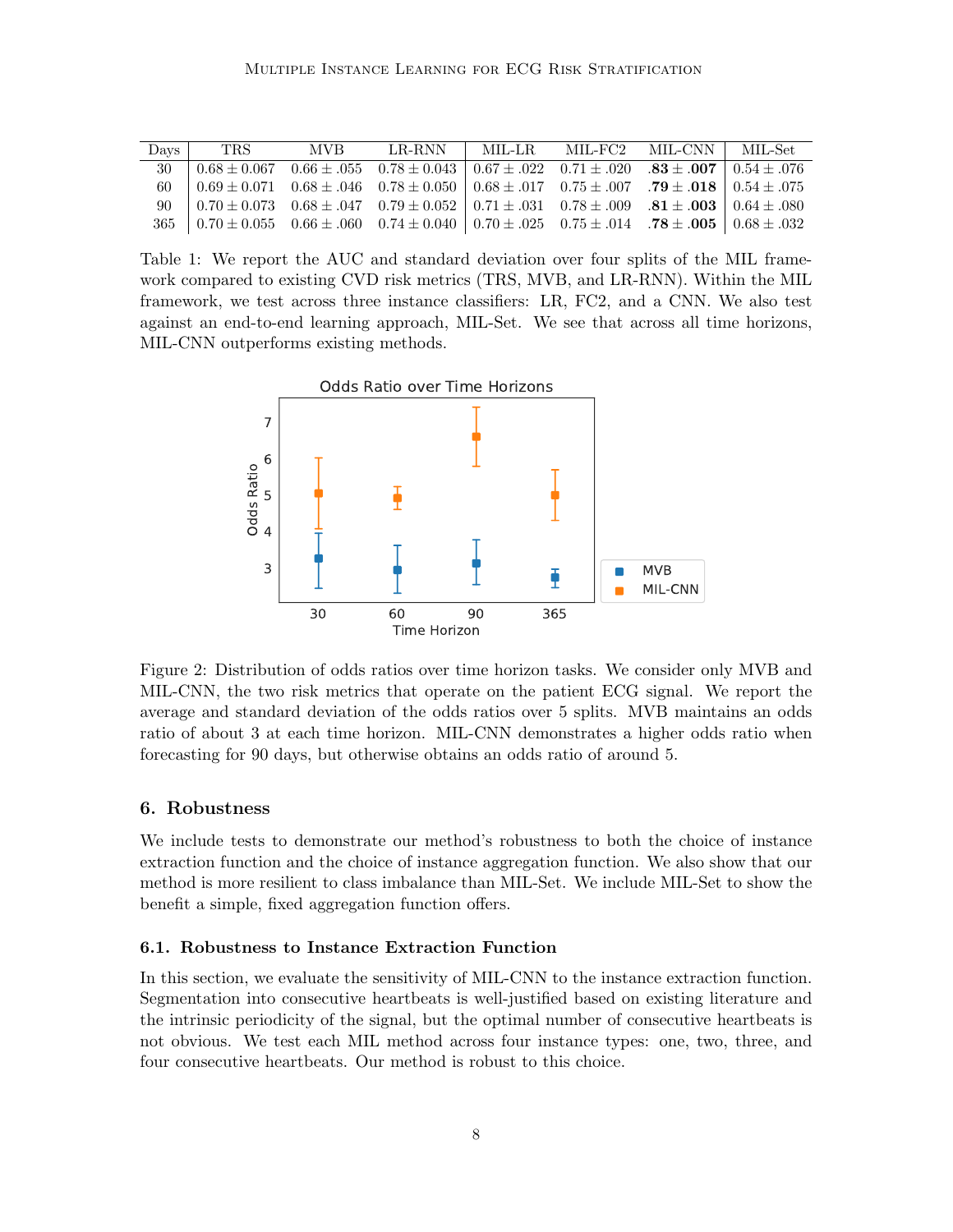| Days | TRS | MVB | LR-RNN | MIL-LR | MIL-FC2 | MIL-CNN | MIL-Set |
|---|---|---|---|---|---|---|---|
| 30 | $0.68 \pm 0.067$ | $0.66 \pm .055$ | $0.78 \pm 0.043$ | $0.67 \pm .022$ | $0.71 \pm .020$ | $\mathbf{.83 \pm .007}$ | $0.54 \pm .076$ |
| 60 | $0.69 \pm 0.071$ | $0.68 \pm .046$ | $0.78 \pm 0.050$ | $0.68 \pm .017$ | $0.75 \pm .007$ | $\mathbf{.79 \pm .018}$ | $0.54 \pm .075$ |
| 90 | $0.70 \pm 0.073$ | $0.68 \pm .047$ | $0.79 \pm 0.052$ | $0.71 \pm .031$ | $0.78 \pm .009$ | $\mathbf{.81 \pm .003}$ | $0.64 \pm .080$ |
| 365 | $0.70 \pm 0.055$ | $0.66 \pm .060$ | $0.74 \pm 0.040$ | $0.70 \pm .025$ | $0.75 \pm .014$ | $\mathbf{.78 \pm .005}$ | $0.68 \pm .032$ |

Table 1: We report the AUC and standard deviation over four splits of the MIL framework compared to existing CVD risk metrics (TRS, MVB, and LR-RNN). Within the MIL framework, we test across three instance classifiers: LR, FC2, and a CNN. We also test against an end-to-end learning approach, MIL-Set. We see that across all time horizons, MIL-CNN outperforms existing methods.

Figure 2: Distribution of odds ratios over time horizon tasks. We consider only MVB and MIL-CNN, the two risk metrics that operate on the patient ECG signal. We report the average and standard deviation of the odds ratios over 5 splits. MVB maintains an odds ratio of about 3 at each time horizon. MIL-CNN demonstrates a higher odds ratio when forecasting for 90 days, but otherwise obtains an odds ratio of around 5.

## 6. Robustness

We include tests to demonstrate our method's robustness to both the choice of instance extraction function and the choice of instance aggregation function. We also show that our method is more resilient to class imbalance than MIL-Set. We include MIL-Set to show the benefit a simple, fixed aggregation function offers.

### 6.1. Robustness to Instance Extraction Function

In this section, we evaluate the sensitivity of MIL-CNN to the instance extraction function. Segmentation into consecutive heartbeats is well-justified based on existing literature and the intrinsic periodicity of the signal, but the optimal number of consecutive heartbeats is not obvious. We test each MIL method across four instance types: one, two, three, and four consecutive heartbeats. Our method is robust to this choice.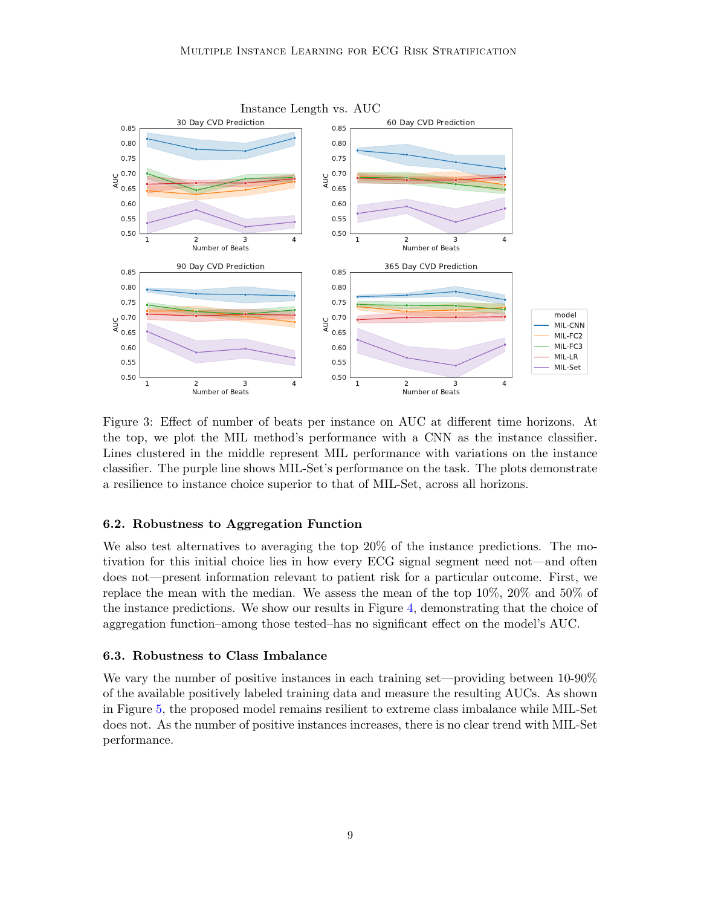Figure 3: Effect of number of beats per instance on AUC at different time horizons. At the top, we plot the MIL method's performance with a CNN as the instance classifier. Lines clustered in the middle represent MIL performance with variations on the instance classifier. The purple line shows MIL-Set's performance on the task. The plots demonstrate a resilience to instance choice superior to that of MIL-Set, across all horizons.

### 6.2. Robustness to Aggregation Function

We also test alternatives to averaging the top 20% of the instance predictions. The motivation for this initial choice lies in how every ECG signal segment need not—and often does not—present information relevant to patient risk for a particular outcome. First, we replace the mean with the median. We assess the mean of the top 10%, 20% and 50% of the instance predictions. We show our results in Figure 4, demonstrating that the choice of aggregation function–among those tested–has no significant effect on the model's AUC.

### 6.3. Robustness to Class Imbalance

We vary the number of positive instances in each training set—providing between 10-90% of the available positively labeled training data and measure the resulting AUCs. As shown in Figure 5, the proposed model remains resilient to extreme class imbalance while MIL-Set does not. As the number of positive instances increases, there is no clear trend with MIL-Set performance.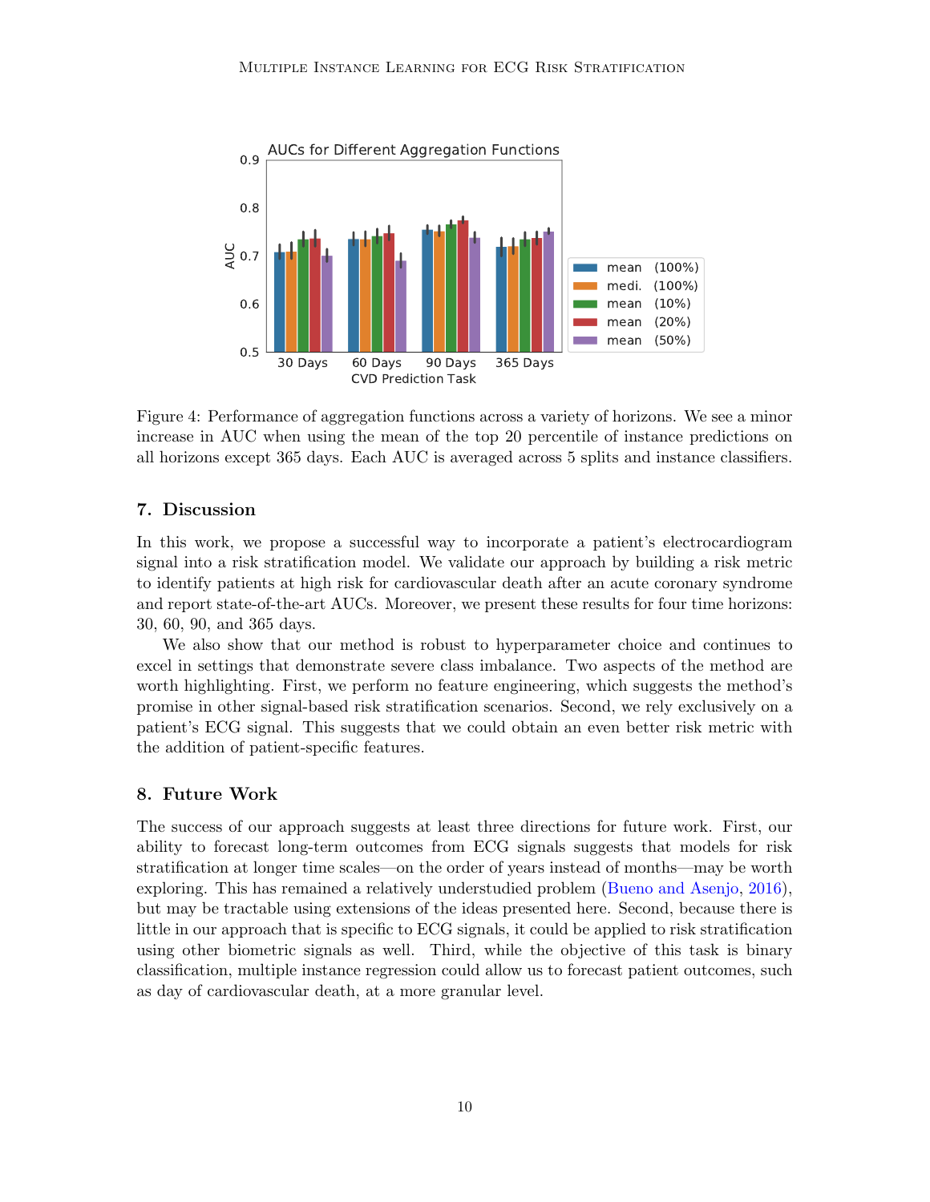Figure 4: Performance of aggregation functions across a variety of horizons. We see a minor increase in AUC when using the mean of the top 20 percentile of instance predictions on all horizons except 365 days. Each AUC is averaged across 5 splits and instance classifiers.

## 7. Discussion

In this work, we propose a successful way to incorporate a patient's electrocardiogram signal into a risk stratification model. We validate our approach by building a risk metric to identify patients at high risk for cardiovascular death after an acute coronary syndrome and report state-of-the-art AUCs. Moreover, we present these results for four time horizons: 30, 60, 90, and 365 days.

We also show that our method is robust to hyperparameter choice and continues to excel in settings that demonstrate severe class imbalance. Two aspects of the method are worth highlighting. First, we perform no feature engineering, which suggests the method's promise in other signal-based risk stratification scenarios. Second, we rely exclusively on a patient's ECG signal. This suggests that we could obtain an even better risk metric with the addition of patient-specific features.

## 8. Future Work

The success of our approach suggests at least three directions for future work. First, our ability to forecast long-term outcomes from ECG signals suggests that models for risk stratification at longer time scales—on the order of years instead of months—may be worth exploring. This has remained a relatively understudied problem (Bueno and Asenjo, 2016), but may be tractable using extensions of the ideas presented here. Second, because there is little in our approach that is specific to ECG signals, it could be applied to risk stratification using other biometric signals as well. Third, while the objective of this task is binary classification, multiple instance regression could allow us to forecast patient outcomes, such as day of cardiovascular death, at a more granular level.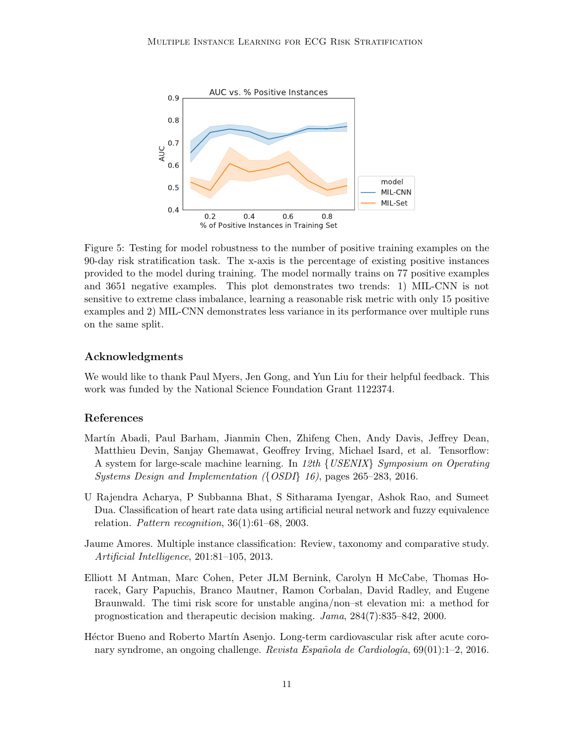Figure 5: Testing for model robustness to the number of positive training examples on the 90-day risk stratification task. The x-axis is the percentage of existing positive instances provided to the model during training. The model normally trains on 77 positive examples and 3651 negative examples. This plot demonstrates two trends: 1) MIL-CNN is not sensitive to extreme class imbalance, learning a reasonable risk metric with only 15 positive examples and 2) MIL-CNN demonstrates less variance in its performance over multiple runs on the same split.

## Acknowledgments

We would like to thank Paul Myers, Jen Gong, and Yun Liu for their helpful feedback. This work was funded by the National Science Foundation Grant 1122374.

## References

Martín Abadi, Paul Barham, Jianmin Chen, Zhifeng Chen, Andy Davis, Jeffrey Dean, Matthieu Devin, Sanjay Ghemawat, Geoffrey Irving, Michael Isard, et al. Tensorflow: A system for large-scale machine learning. In *12th {USENIX} Symposium on Operating Systems Design and Implementation ({OSDI} 16)*, pages 265–283, 2016.

U Rajendra Acharya, P Subbanna Bhat, S Sitharama Iyengar, Ashok Rao, and Sumeet Dua. Classification of heart rate data using artificial neural network and fuzzy equivalence relation. *Pattern recognition*, 36(1):61–68, 2003.

Jaume Amores. Multiple instance classification: Review, taxonomy and comparative study. *Artificial Intelligence*, 201:81–105, 2013.

Elliott M Antman, Marc Cohen, Peter JLM Bernink, Carolyn H McCabe, Thomas Horacek, Gary Papuchis, Branco Mautner, Ramon Corbalan, David Radley, and Eugene Braunwald. The timi risk score for unstable angina/non–st elevation mi: a method for prognostication and therapeutic decision making. *Jama*, 284(7):835–842, 2000.

Héctor Bueno and Roberto Martín Asenjo. Long-term cardiovascular risk after acute coronary syndrome, an ongoing challenge. *Revista Española de Cardiología*, 69(01):1–2, 2016.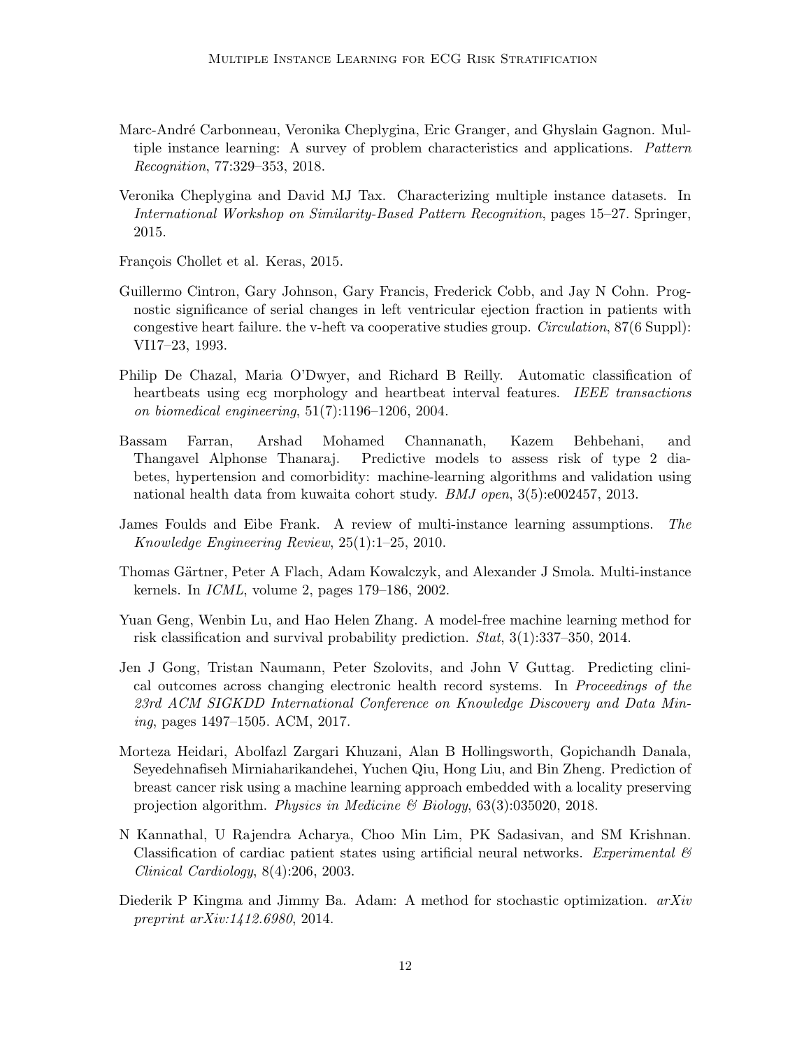Marc-André Carbonneau, Veronika Cheplygina, Eric Granger, and Ghyslain Gagnon. Multiple instance learning: A survey of problem characteristics and applications. *Pattern Recognition*, 77:329–353, 2018.

Veronika Cheplygina and David MJ Tax. Characterizing multiple instance datasets. In *International Workshop on Similarity-Based Pattern Recognition*, pages 15–27. Springer, 2015.

François Chollet et al. Keras, 2015.

Guillermo Cintron, Gary Johnson, Gary Francis, Frederick Cobb, and Jay N Cohn. Prognostic significance of serial changes in left ventricular ejection fraction in patients with congestive heart failure. the v-heft va cooperative studies group. *Circulation*, 87(6 Suppl): VI17–23, 1993.

Philip De Chazal, Maria O'Dwyer, and Richard B Reilly. Automatic classification of heartbeats using ecg morphology and heartbeat interval features. *IEEE transactions on biomedical engineering*, 51(7):1196–1206, 2004.

Bassam Farran, Arshad Mohamed Channanath, Kazem Behbehani, and Thangavel Alphonse Thanaraj. Predictive models to assess risk of type 2 diabetes, hypertension and comorbidity: machine-learning algorithms and validation using national health data from kuwaita cohort study. *BMJ open*, 3(5):e002457, 2013.

James Foulds and Eibe Frank. A review of multi-instance learning assumptions. *The Knowledge Engineering Review*, 25(1):1–25, 2010.

Thomas Gärtner, Peter A Flach, Adam Kowalczyk, and Alexander J Smola. Multi-instance kernels. In *ICML*, volume 2, pages 179–186, 2002.

Yuan Geng, Wenbin Lu, and Hao Helen Zhang. A model-free machine learning method for risk classification and survival probability prediction. *Stat*, 3(1):337–350, 2014.

Jen J Gong, Tristan Naumann, Peter Szolovits, and John V Guttag. Predicting clinical outcomes across changing electronic health record systems. In *Proceedings of the 23rd ACM SIGKDD International Conference on Knowledge Discovery and Data Mining*, pages 1497–1505. ACM, 2017.

Morteza Heidari, Abolfazl Zargari Khuzani, Alan B Hollingsworth, Gopichandh Danala, Seyedehnafiseh Mirniaharikandehei, Yuchen Qiu, Hong Liu, and Bin Zheng. Prediction of breast cancer risk using a machine learning approach embedded with a locality preserving projection algorithm. *Physics in Medicine & Biology*, 63(3):035020, 2018.

N Kannathal, U Rajendra Acharya, Choo Min Lim, PK Sadasivan, and SM Krishnan. Classification of cardiac patient states using artificial neural networks. *Experimental & Clinical Cardiology*, 8(4):206, 2003.

Diederik P Kingma and Jimmy Ba. Adam: A method for stochastic optimization. *arXiv preprint arXiv:1412.6980*, 2014.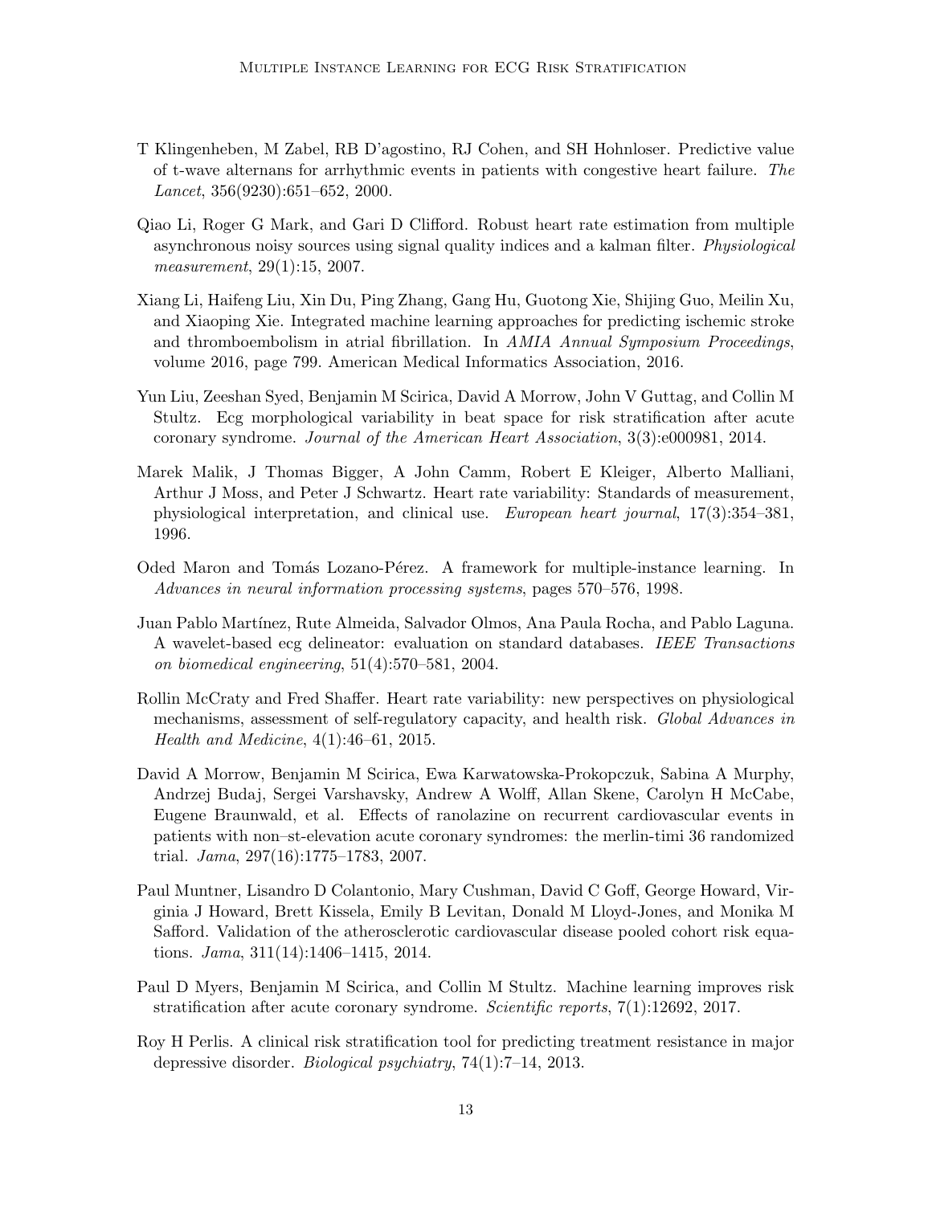T Klingenheben, M Zabel, RB D'agostino, RJ Cohen, and SH Hohnloser. Predictive value of t-wave alternans for arrhythmic events in patients with congestive heart failure. *The Lancet*, 356(9230):651–652, 2000.

Qiao Li, Roger G Mark, and Gari D Clifford. Robust heart rate estimation from multiple asynchronous noisy sources using signal quality indices and a kalman filter. *Physiological measurement*, 29(1):15, 2007.

Xiang Li, Haifeng Liu, Xin Du, Ping Zhang, Gang Hu, Guotong Xie, Shijing Guo, Meilin Xu, and Xiaoping Xie. Integrated machine learning approaches for predicting ischemic stroke and thromboembolism in atrial fibrillation. In *AMIA Annual Symposium Proceedings*, volume 2016, page 799. American Medical Informatics Association, 2016.

Yun Liu, Zeeshan Syed, Benjamin M Scirica, David A Morrow, John V Guttag, and Collin M Stultz. Ecg morphological variability in beat space for risk stratification after acute coronary syndrome. *Journal of the American Heart Association*, 3(3):e000981, 2014.

Marek Malik, J Thomas Bigger, A John Camm, Robert E Kleiger, Alberto Malliani, Arthur J Moss, and Peter J Schwartz. Heart rate variability: Standards of measurement, physiological interpretation, and clinical use. *European heart journal*, 17(3):354–381, 1996.

Oded Maron and Tomás Lozano-Pérez. A framework for multiple-instance learning. In *Advances in neural information processing systems*, pages 570–576, 1998.

Juan Pablo Martínez, Rute Almeida, Salvador Olmos, Ana Paula Rocha, and Pablo Laguna. A wavelet-based ecg delineator: evaluation on standard databases. *IEEE Transactions on biomedical engineering*, 51(4):570–581, 2004.

Rollin McCraty and Fred Shaffer. Heart rate variability: new perspectives on physiological mechanisms, assessment of self-regulatory capacity, and health risk. *Global Advances in Health and Medicine*, 4(1):46–61, 2015.

David A Morrow, Benjamin M Scirica, Ewa Karwatowska-Prokopczuk, Sabina A Murphy, Andrzej Budaj, Sergei Varshavsky, Andrew A Wolff, Allan Skene, Carolyn H McCabe, Eugene Braunwald, et al. Effects of ranolazine on recurrent cardiovascular events in patients with non–st-elevation acute coronary syndromes: the merlin-timi 36 randomized trial. *Jama*, 297(16):1775–1783, 2007.

Paul Muntner, Lisandro D Colantonio, Mary Cushman, David C Goff, George Howard, Virginia J Howard, Brett Kissela, Emily B Levitan, Donald M Lloyd-Jones, and Monika M Safford. Validation of the atherosclerotic cardiovascular disease pooled cohort risk equations. *Jama*, 311(14):1406–1415, 2014.

Paul D Myers, Benjamin M Scirica, and Collin M Stultz. Machine learning improves risk stratification after acute coronary syndrome. *Scientific reports*, 7(1):12692, 2017.

Roy H Perlis. A clinical risk stratification tool for predicting treatment resistance in major depressive disorder. *Biological psychiatry*, 74(1):7–14, 2013.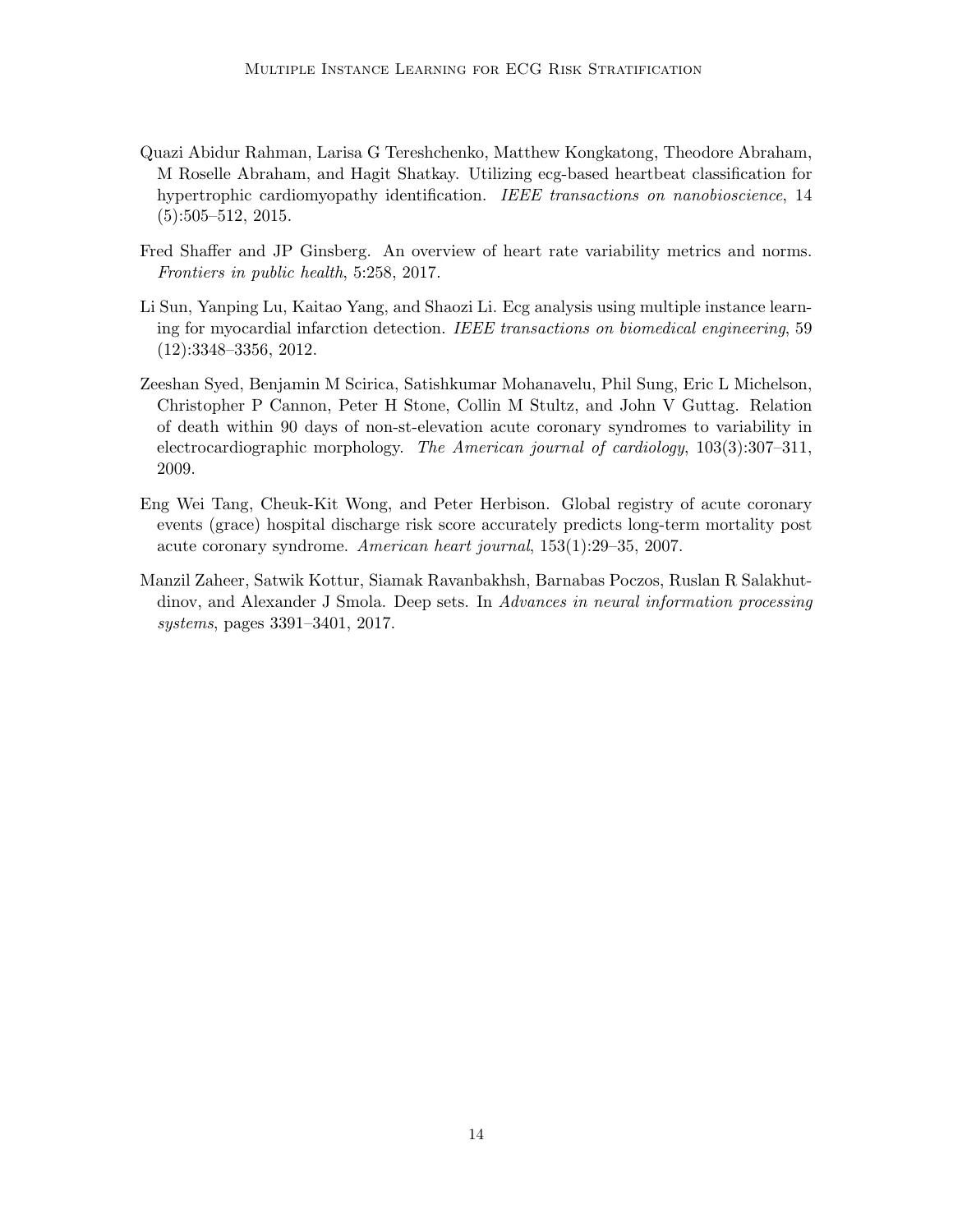Quazi Abidur Rahman, Larisa G Tereshchenko, Matthew Kongkatong, Theodore Abraham, M Roselle Abraham, and Hagit Shatkay. Utilizing ecg-based heartbeat classification for hypertrophic cardiomyopathy identification. *IEEE transactions on nanobioscience*, 14 (5):505–512, 2015.

Fred Shaffer and JP Ginsberg. An overview of heart rate variability metrics and norms. *Frontiers in public health*, 5:258, 2017.

Li Sun, Yanping Lu, Kaitao Yang, and Shaozi Li. Ecg analysis using multiple instance learning for myocardial infarction detection. *IEEE transactions on biomedical engineering*, 59 (12):3348–3356, 2012.

Zeeshan Syed, Benjamin M Scirica, Satishkumar Mohanavelu, Phil Sung, Eric L Michelson, Christopher P Cannon, Peter H Stone, Collin M Stultz, and John V Guttag. Relation of death within 90 days of non-st-elevation acute coronary syndromes to variability in electrocardiographic morphology. *The American journal of cardiology*, 103(3):307–311, 2009.

Eng Wei Tang, Cheuk-Kit Wong, and Peter Herbison. Global registry of acute coronary events (grace) hospital discharge risk score accurately predicts long-term mortality post acute coronary syndrome. *American heart journal*, 153(1):29–35, 2007.

Manzil Zaheer, Satwik Kottur, Siamak Ravanbakhsh, Barnabas Poczos, Ruslan R Salakhutdinov, and Alexander J Smola. Deep sets. In *Advances in neural information processing systems*, pages 3391–3401, 2017.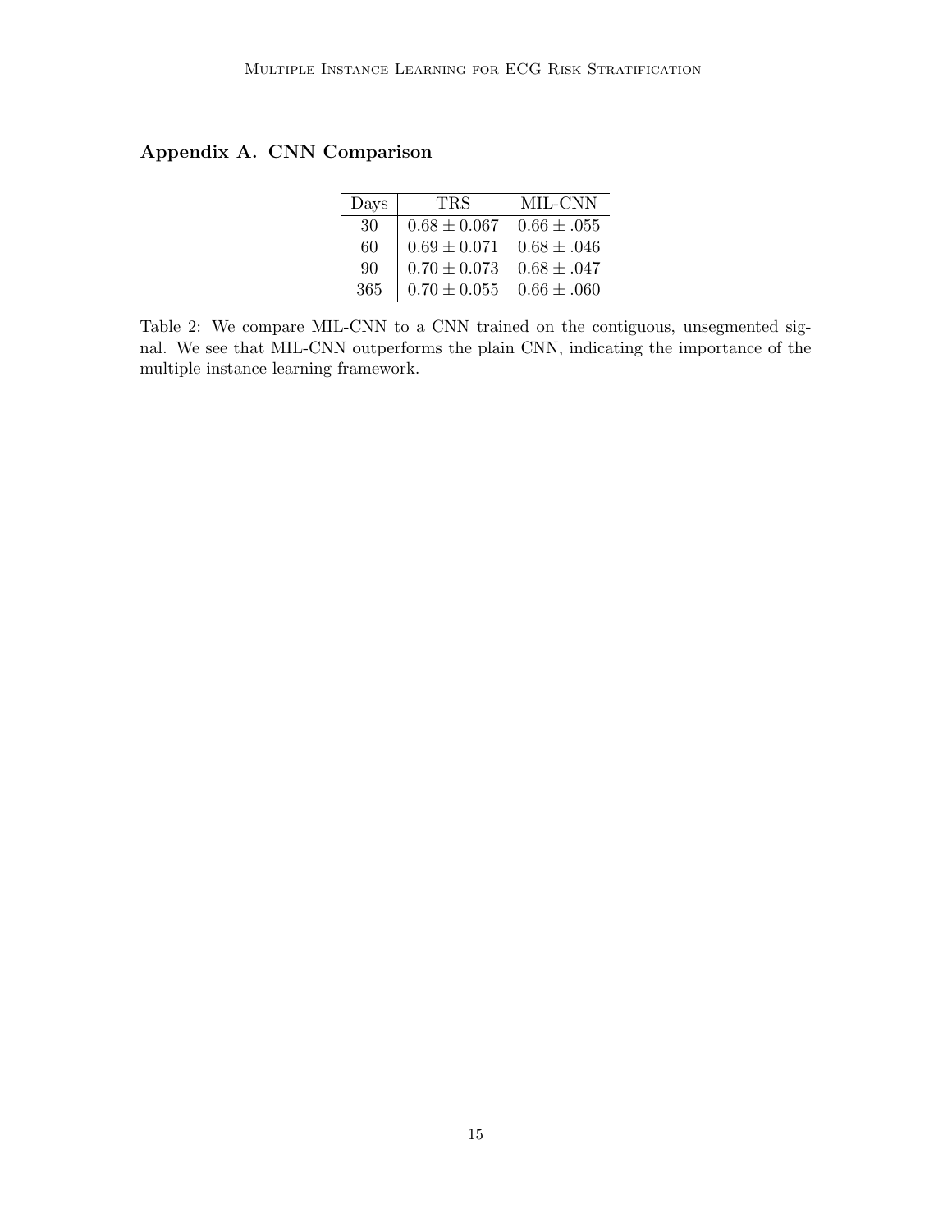## Appendix A. CNN Comparison

| Days | TRS | MIL-CNN |
|---|---|---|
| 30 | $0.68 \pm 0.067$ | $0.66 \pm .055$ |
| 60 | $0.69 \pm 0.071$ | $0.68 \pm .046$ |
| 90 | $0.70 \pm 0.073$ | $0.68 \pm .047$ |
| 365 | $0.70 \pm 0.055$ | $0.66 \pm .060$ |

Table 2: We compare MIL-CNN to a CNN trained on the contiguous, unsegmented signal. We see that MIL-CNN outperforms the plain CNN, indicating the importance of the multiple instance learning framework.